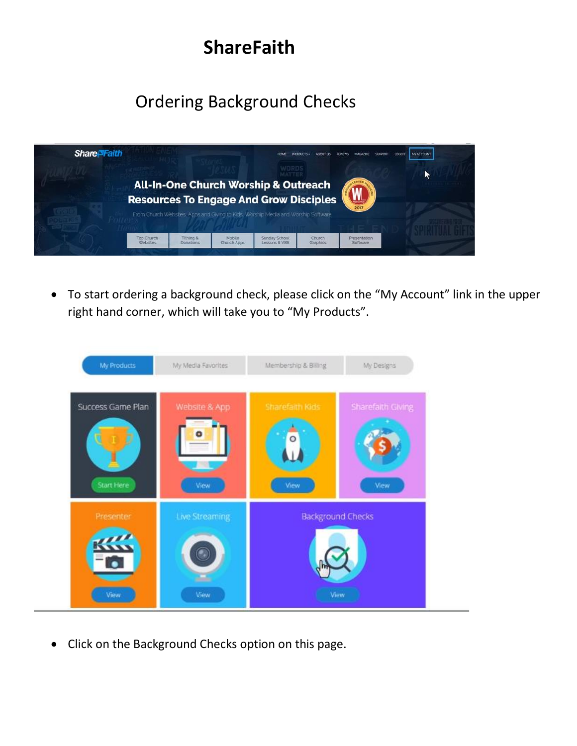# ShareFaith

## Ordering Background Checks

- To start ordering a background check, please click on the "My Account" link in the upper right hand corner, which will take you to "My Products".

- Click on the Background Checks option on this page.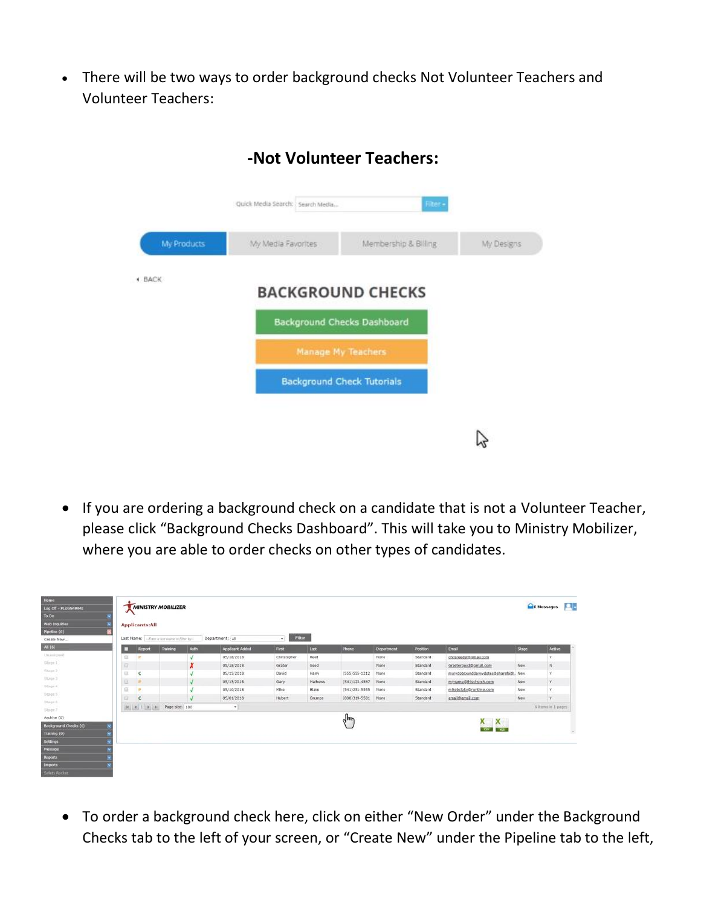- There will be two ways to order background checks Not Volunteer Teachers and Volunteer Teachers:

## -Not Volunteer Teachers:

- If you are ordering a background check on a candidate that is not a Volunteer Teacher, please click "Background Checks Dashboard". This will take you to Ministry Mobilizer, where you are able to order checks on other types of candidates.

- To order a background check here, click on either "New Order" under the Background Checks tab to the left of your screen, or "Create New" under the Pipeline tab to the left,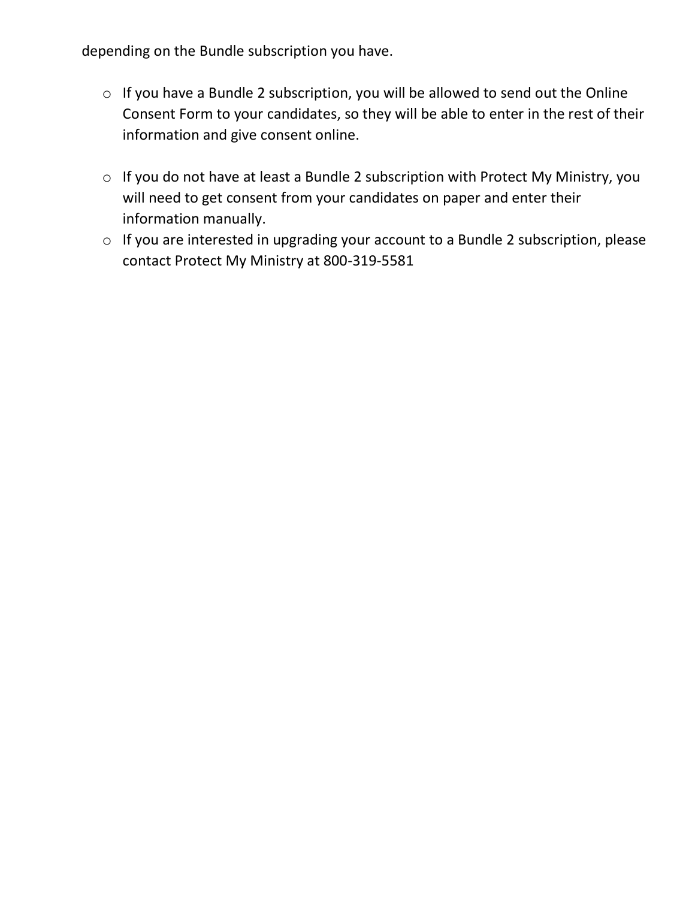depending on the Bundle subscription you have.

- If you have a Bundle 2 subscription, you will be allowed to send out the Online Consent Form to your candidates, so they will be able to enter in the rest of their information and give consent online.

- If you do not have at least a Bundle 2 subscription with Protect My Ministry, you will need to get consent from your candidates on paper and enter their information manually.
- If you are interested in upgrading your account to a Bundle 2 subscription, please contact Protect My Ministry at 800-319-5581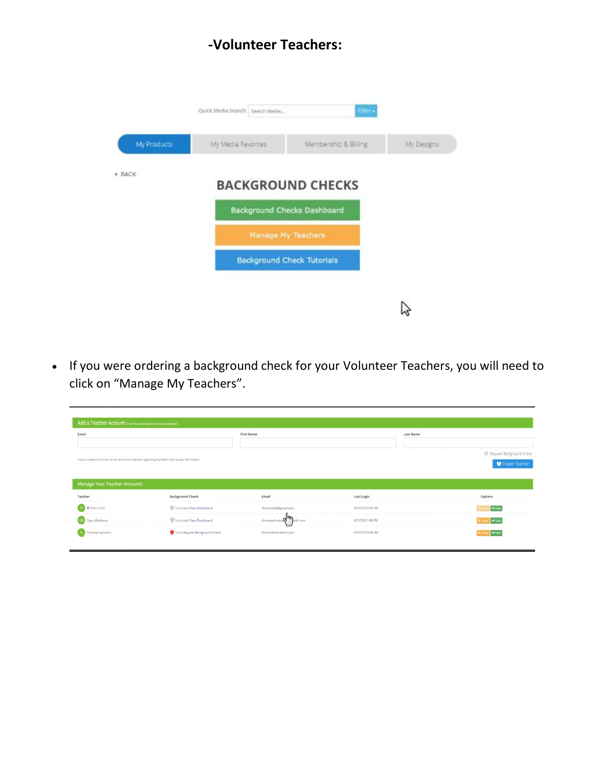# -Volunteer Teachers:

- If you were ordering a background check for your Volunteer Teachers, you will need to click on “Manage My Teachers”.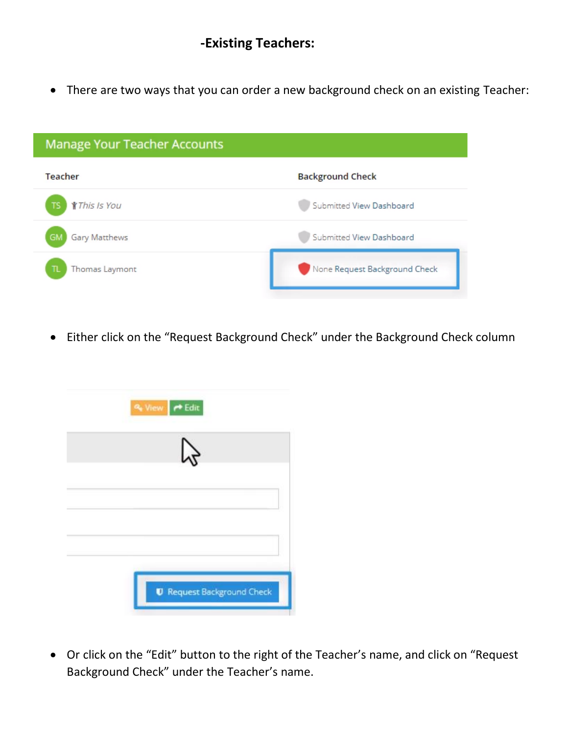## -Existing Teachers:

- There are two ways that you can order a new background check on an existing Teacher:

- Either click on the "Request Background Check" under the Background Check column

- Or click on the "Edit" button to the right of the Teacher's name, and click on "Request Background Check" under the Teacher's name.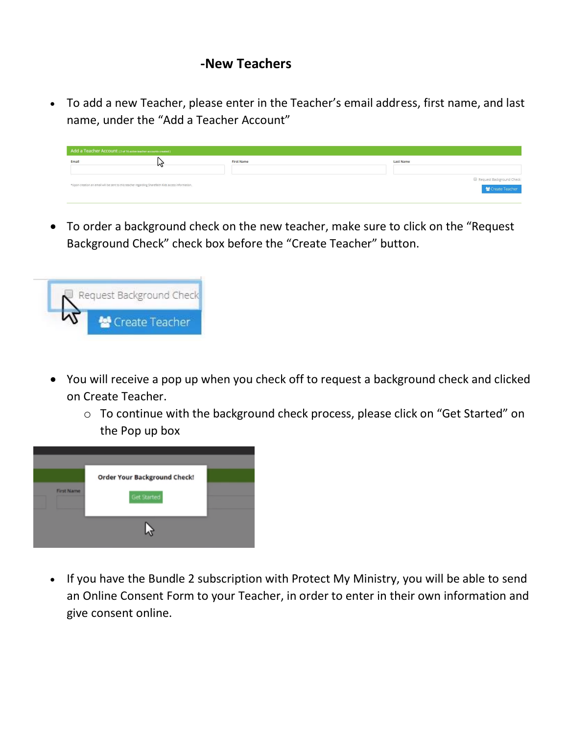## -New Teachers

- To add a new Teacher, please enter in the Teacher's email address, first name, and last name, under the "Add a Teacher Account"

- To order a background check on the new teacher, make sure to click on the "Request Background Check" check box before the "Create Teacher" button.

- You will receive a pop up when you check off to request a background check and clicked on Create Teacher.
    - To continue with the background check process, please click on "Get Started" on the Pop up box

- If you have the Bundle 2 subscription with Protect My Ministry, you will be able to send an Online Consent Form to your Teacher, in order to enter in their own information and give consent online.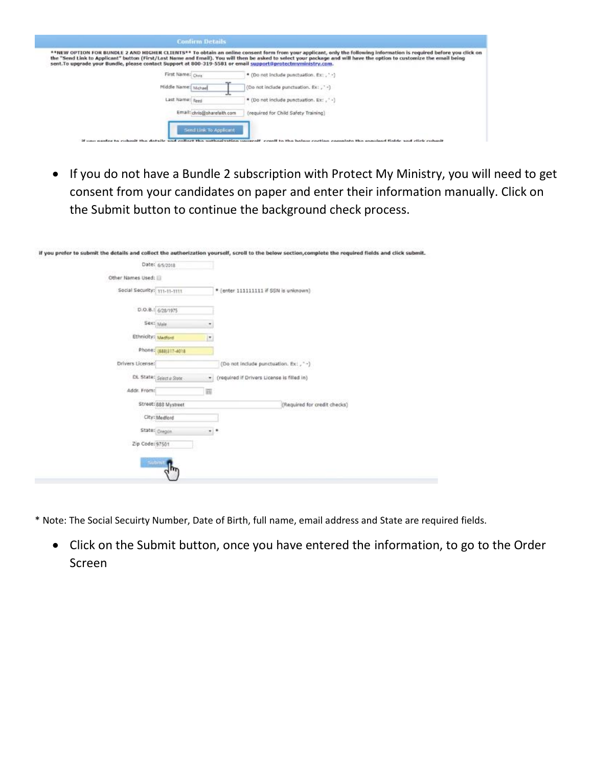- If you do not have a Bundle 2 subscription with Protect My Ministry, you will need to get consent from your candidates on paper and enter their information manually. Click on the Submit button to continue the background check process.

* Note: The Social Secuirty Number, Date of Birth, full name, email address and State are required fields.

- Click on the Submit button, once you have entered the information, to go to the Order Screen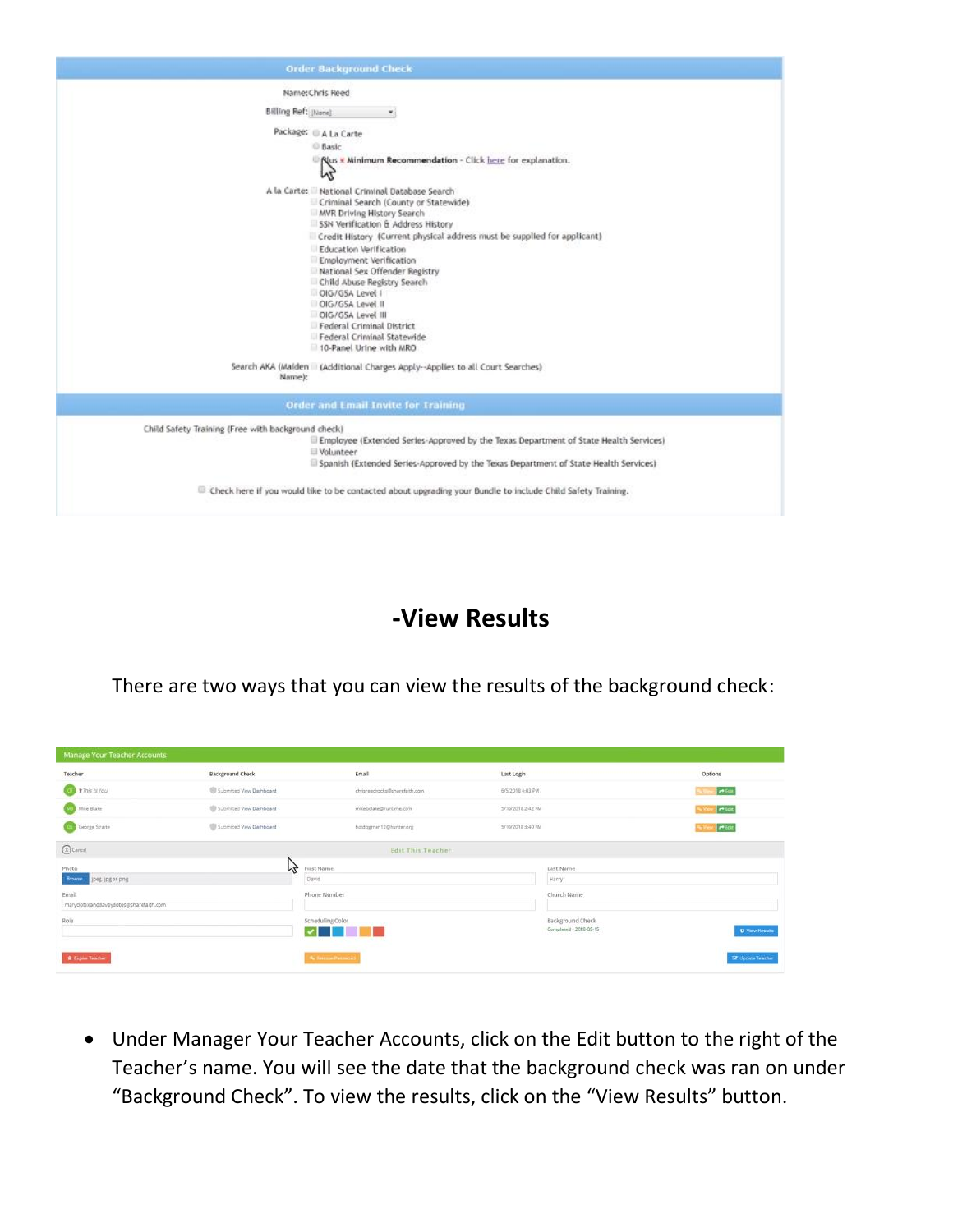**Order Background Check**

Name: Chris Reed

Billing Ref: [None]

Package:
- A La Carte
- Basic
- Plus ★ Minimum Recommendation - Click here for explanation.

A la Carte:
- National Criminal Database Search
- Criminal Search (County or Statewide)
- MVR Driving History Search
- SSN Verification & Address History
- Credit History (Current physical address must be supplied for applicant)
- Education Verification
- Employment Verification
- National Sex Offender Registry
- Child Abuse Registry Search
- OIG/GSA Level I
- OIG/GSA Level II
- OIG/GSA Level III
- Federal Criminal District
- Federal Criminal Statewide
- 10-Panel Urine with MRO

Search AKA (Maiden Name): (Additional Charges Apply--Applies to all Court Searches)

**Order and Email Invite for Training**

Child Safety Training (Free with background check)
- Employee (Extended Series-Approved by the Texas Department of State Health Services)
- Volunteer
- Spanish (Extended Series-Approved by the Texas Department of State Health Services)

Check here if you would like to be contacted about upgrading your Bundle to include Child Safety Training.

## -View Results

There are two ways that you can view the results of the background check:

**Manage Your Teacher Accounts**

| Teacher | Background Check | Email | Last Login | Options |
|---|---|---|---|---|
| This is You | Submitted View Dashboard | chrisreedrocks@sharefaith.com | 6/5/2018 4:03 PM | View Edit |
| Mike Blake | Submitted View Dashboard | mikeblake@runtime.com | 3/10/2018 2:42 PM | View Edit |
| George Strate | Submitted View Dashboard | hotdogman12@runner.org | 5/10/2018 3:40 PM | View Edit |

Cancel — Edit This Teacher

Photo: Browse — jpeg, jpg or png | First Name: David | Last Name: Harry

Email: marydotexandlaveydotes@sharefaith.com | Phone Number | Church Name

Role | Scheduling Color | Background Check: Completed - 2018-05-15 — View Results

Expire Teacher | Reset Password | Update Teacher

- Under Manager Your Teacher Accounts, click on the Edit button to the right of the Teacher's name. You will see the date that the background check was ran on under "Background Check". To view the results, click on the "View Results" button.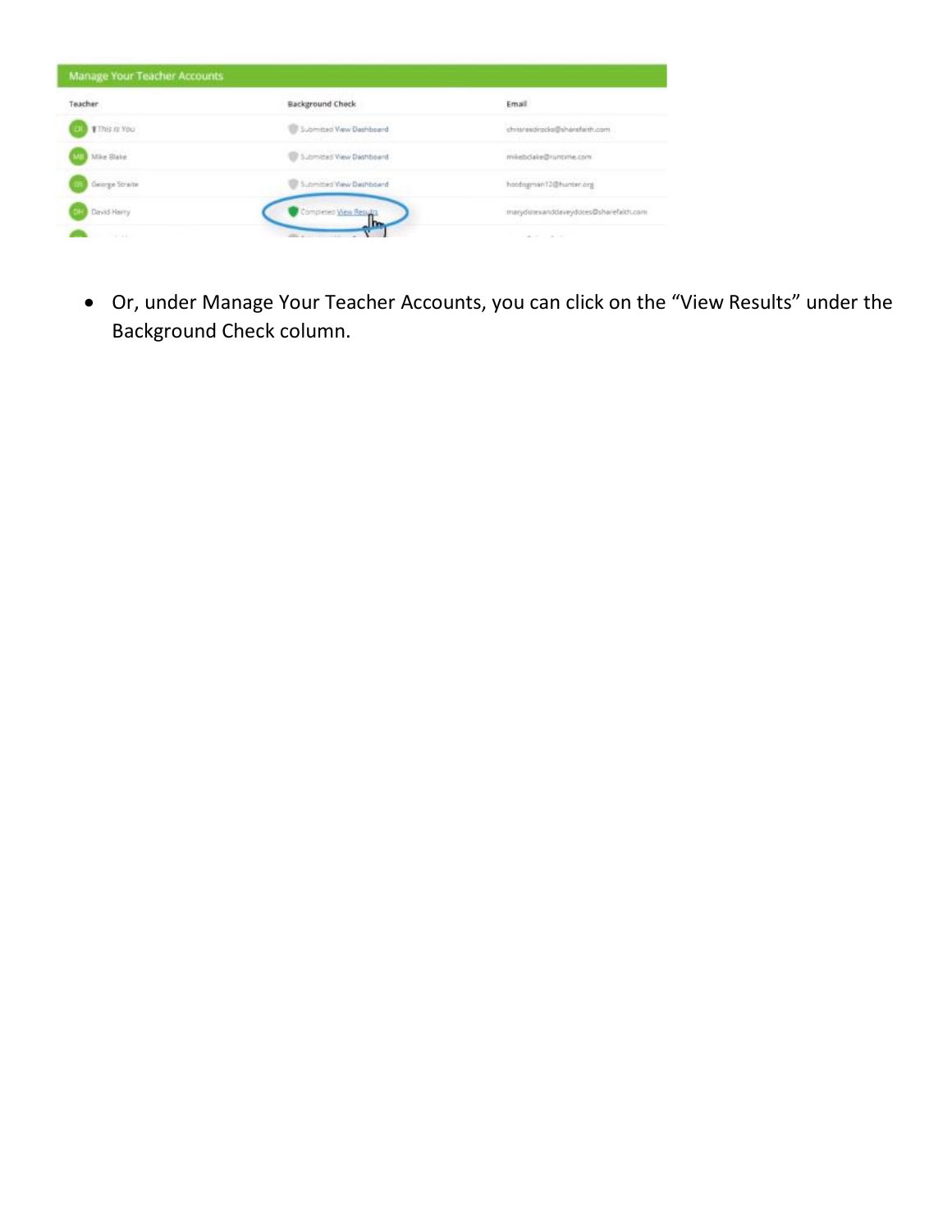- Or, under Manage Your Teacher Accounts, you can click on the “View Results” under the Background Check column.